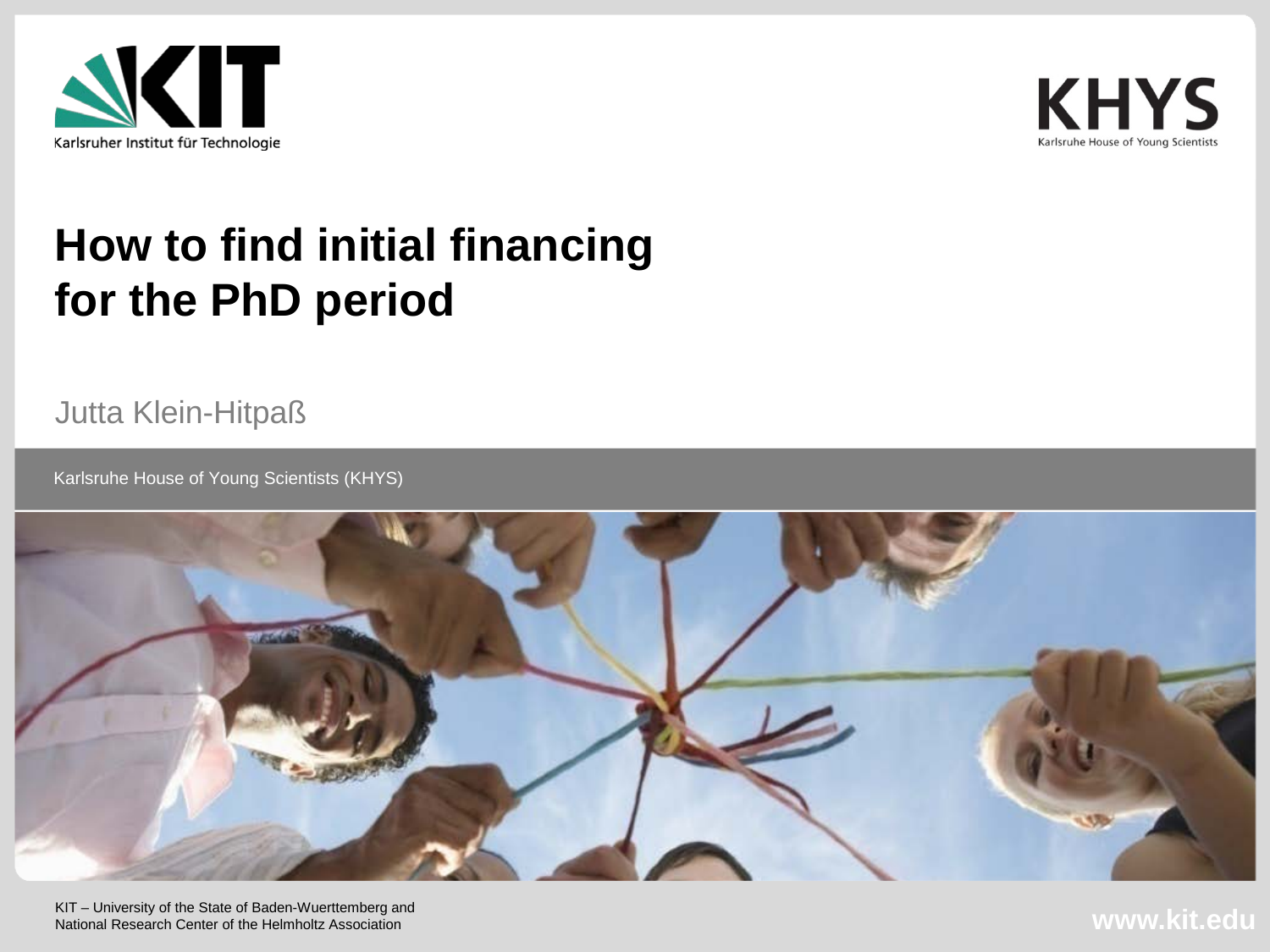Karlsruher Institut für Technologie

KHYS
Karlsruhe House of Young Scientists

# How to find initial financing for the PhD period

Jutta Klein-Hitpaß

Karlsruhe House of Young Scientists (KHYS)

KIT – University of the State of Baden-Wuerttemberg and National Research Center of the Helmholtz Association

www.kit.edu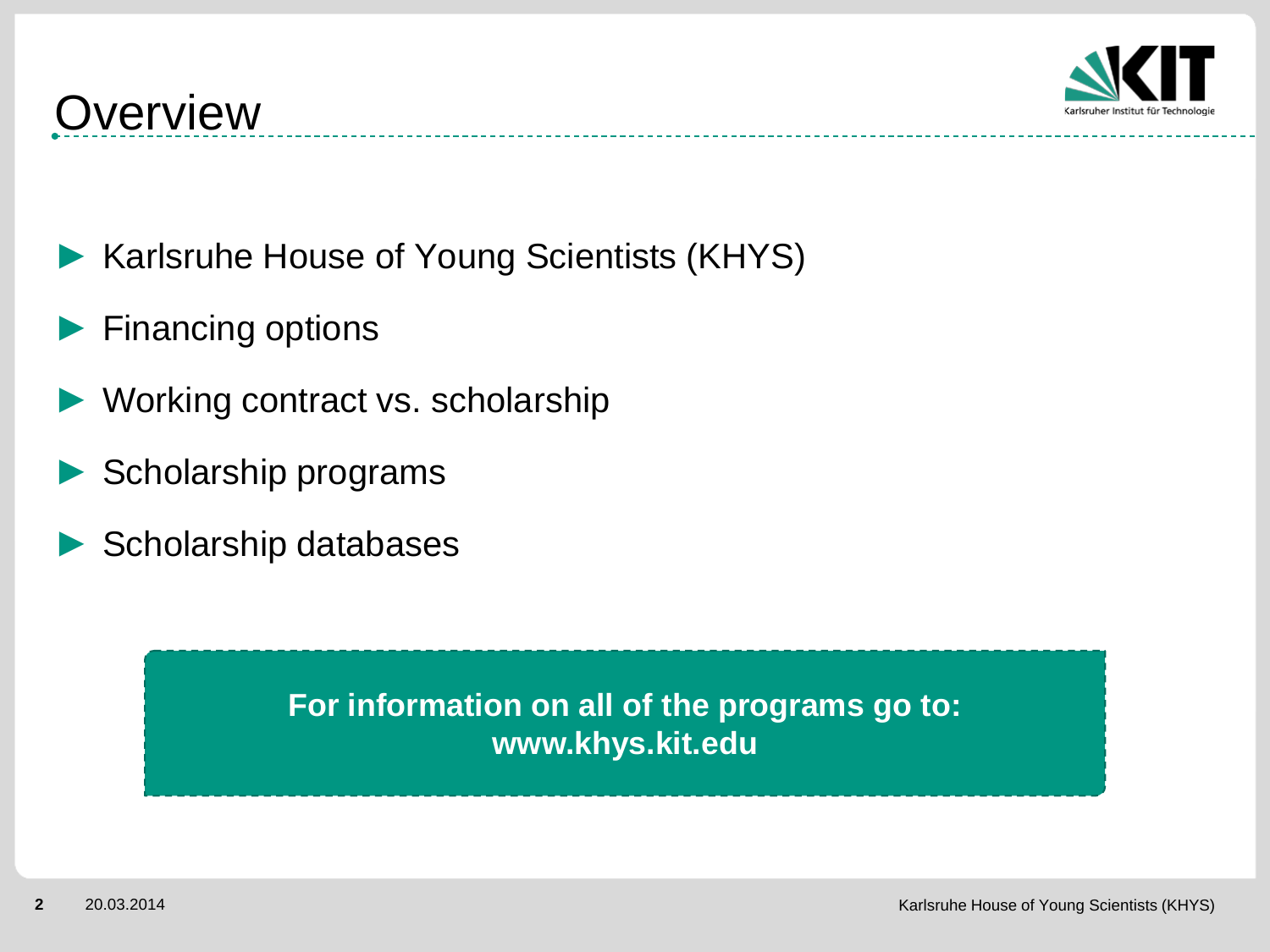# Overview

- Karlsruhe House of Young Scientists (KHYS)
- Financing options
- Working contract vs. scholarship
- Scholarship programs
- Scholarship databases

**For information on all of the programs go to:**
**www.khys.kit.edu**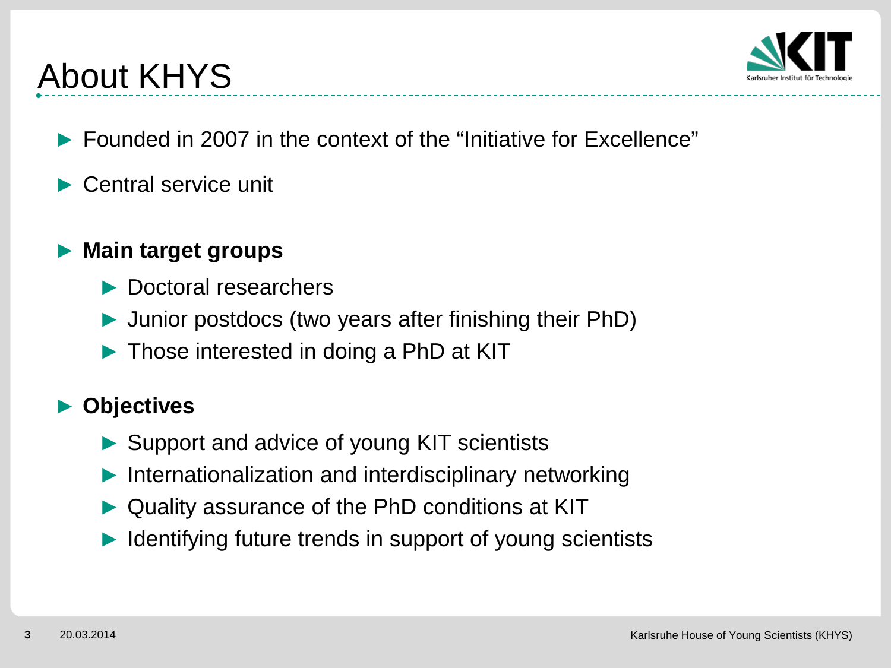# About KHYS

- Founded in 2007 in the context of the “Initiative for Excellence”
- Central service unit

- **Main target groups**
  - Doctoral researchers
  - Junior postdocs (two years after finishing their PhD)
  - Those interested in doing a PhD at KIT

- **Objectives**
  - Support and advice of young KIT scientists
  - Internationalization and interdisciplinary networking
  - Quality assurance of the PhD conditions at KIT
  - Identifying future trends in support of young scientists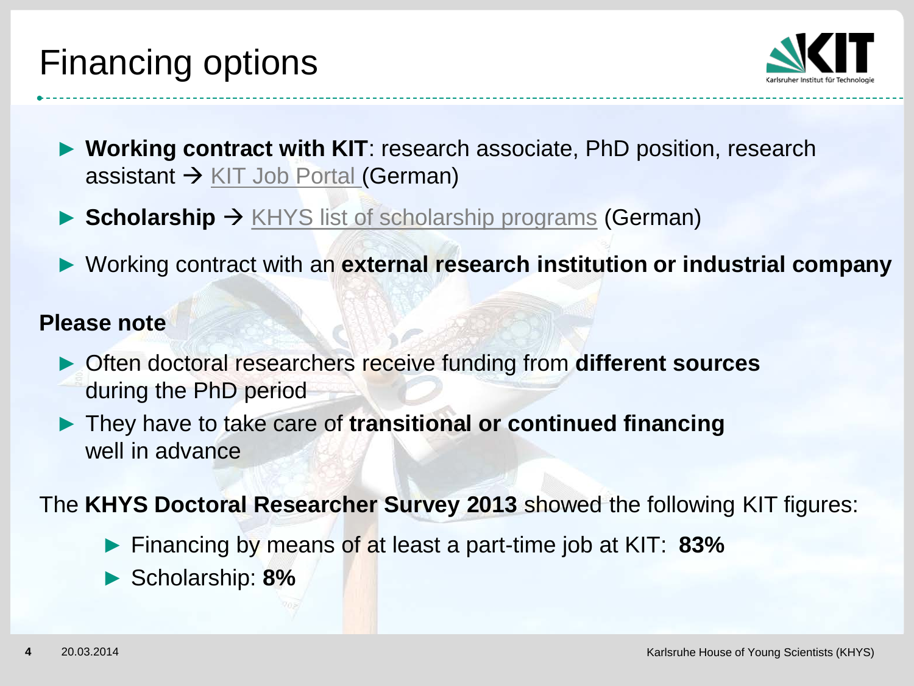# Financing options

- **Working contract with KIT**: research associate, PhD position, research assistant → KIT Job Portal (German)
- **Scholarship** → KHYS list of scholarship programs (German)
- Working contract with an **external research institution or industrial company**

**Please note**

- Often doctoral researchers receive funding from **different sources** during the PhD period
- They have to take care of **transitional or continued financing** well in advance

The **KHYS Doctoral Researcher Survey 2013** showed the following KIT figures:

- Financing by means of at least a part-time job at KIT: **83%**
- Scholarship: **8%**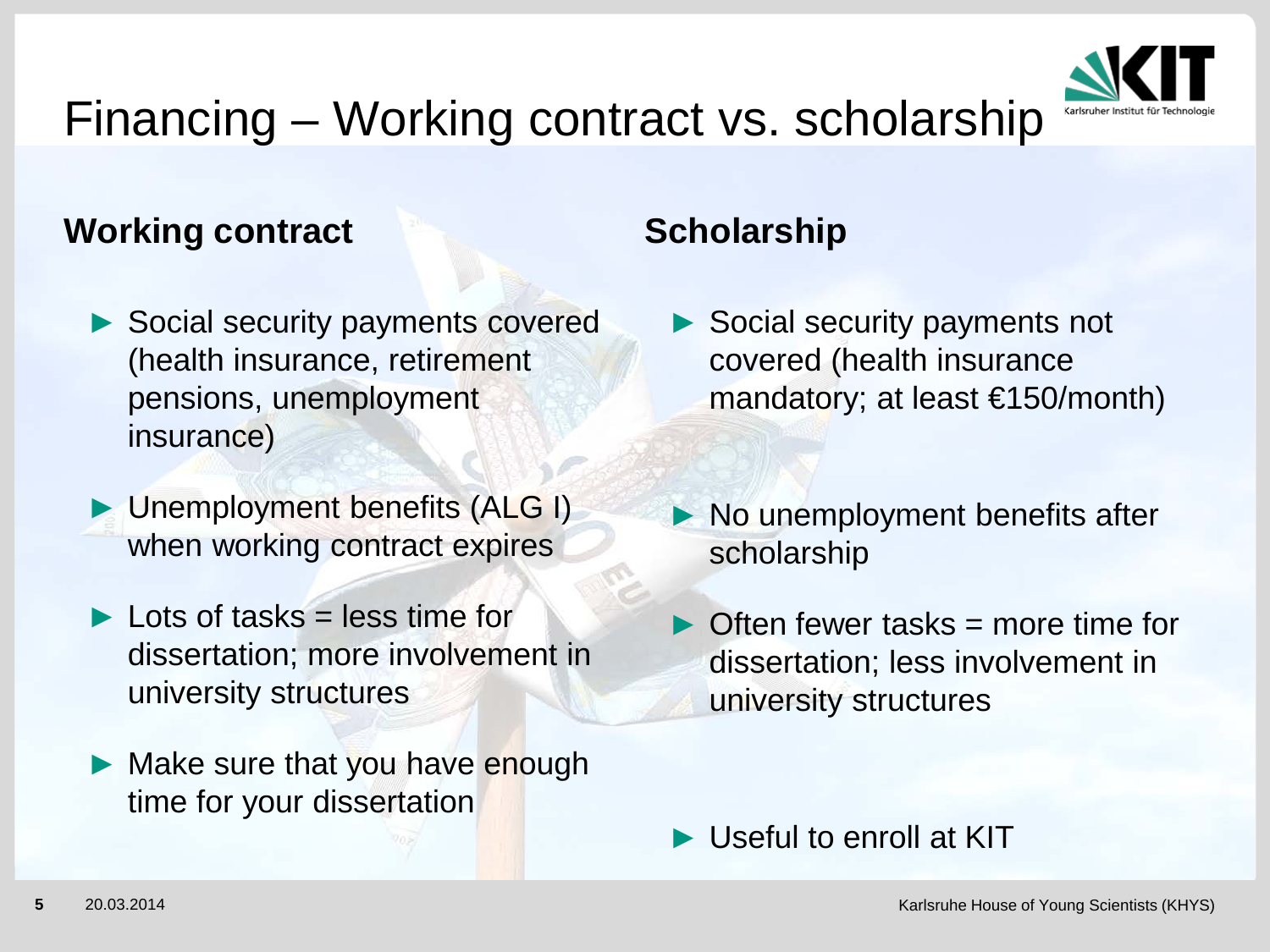# Financing – Working contract vs. scholarship

## Working contract

- Social security payments covered (health insurance, retirement pensions, unemployment insurance)
- Unemployment benefits (ALG I) when working contract expires
- Lots of tasks = less time for dissertation; more involvement in university structures
- Make sure that you have enough time for your dissertation

## Scholarship

- Social security payments not covered (health insurance mandatory; at least €150/month)
- No unemployment benefits after scholarship
- Often fewer tasks = more time for dissertation; less involvement in university structures
- Useful to enroll at KIT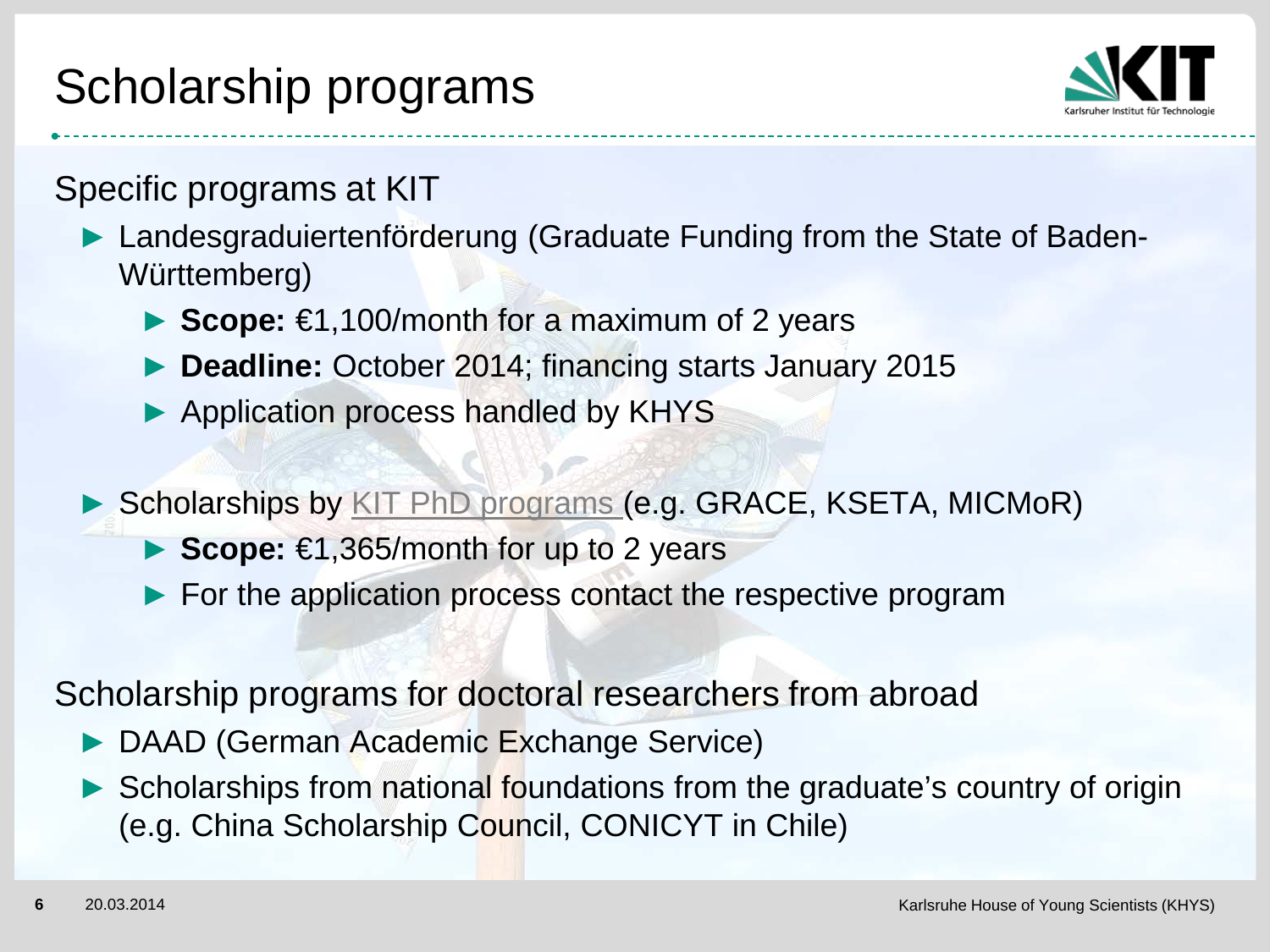# Scholarship programs

## Specific programs at KIT

- Landesgraduiertenförderung (Graduate Funding from the State of Baden-Württemberg)
  - **Scope:** €1,100/month for a maximum of 2 years
  - **Deadline:** October 2014; financing starts January 2015
  - Application process handled by KHYS

- Scholarships by KIT PhD programs (e.g. GRACE, KSETA, MICMoR)
  - **Scope:** €1,365/month for up to 2 years
  - For the application process contact the respective program

## Scholarship programs for doctoral researchers from abroad

- DAAD (German Academic Exchange Service)
- Scholarships from national foundations from the graduate's country of origin (e.g. China Scholarship Council, CONICYT in Chile)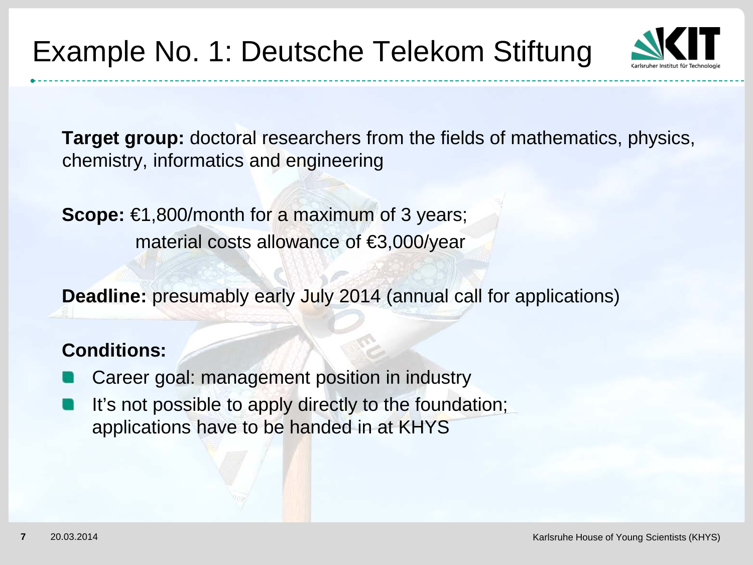# Example No. 1: Deutsche Telekom Stiftung

**Target group:** doctoral researchers from the fields of mathematics, physics, chemistry, informatics and engineering

**Scope:** €1,800/month for a maximum of 3 years;
material costs allowance of €3,000/year

**Deadline:** presumably early July 2014 (annual call for applications)

**Conditions:**

- Career goal: management position in industry
- It's not possible to apply directly to the foundation; applications have to be handed in at KHYS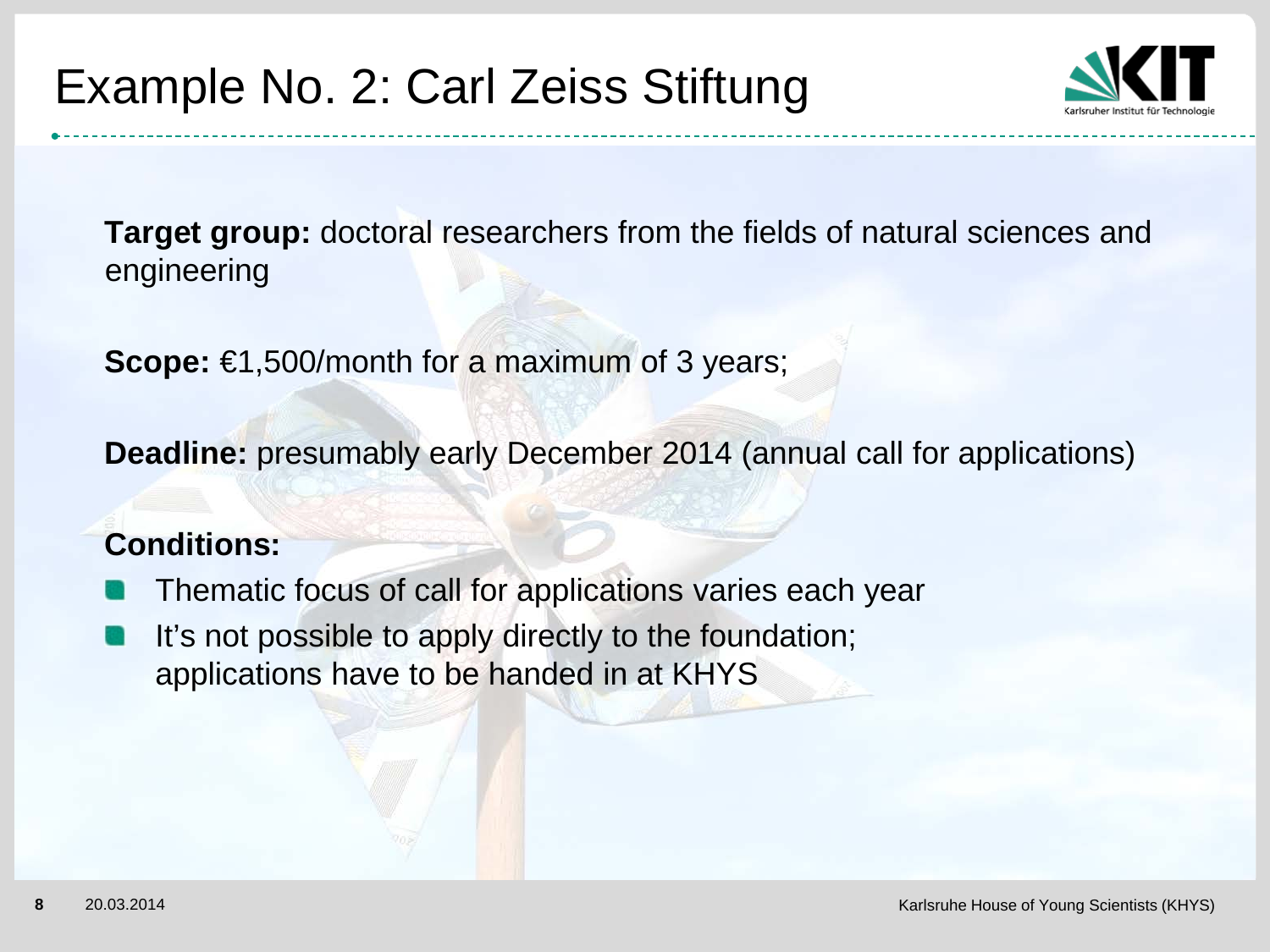# Example No. 2: Carl Zeiss Stiftung

**Target group:** doctoral researchers from the fields of natural sciences and engineering

**Scope:** €1,500/month for a maximum of 3 years;

**Deadline:** presumably early December 2014 (annual call for applications)

**Conditions:**

- Thematic focus of call for applications varies each year
- It's not possible to apply directly to the foundation; applications have to be handed in at KHYS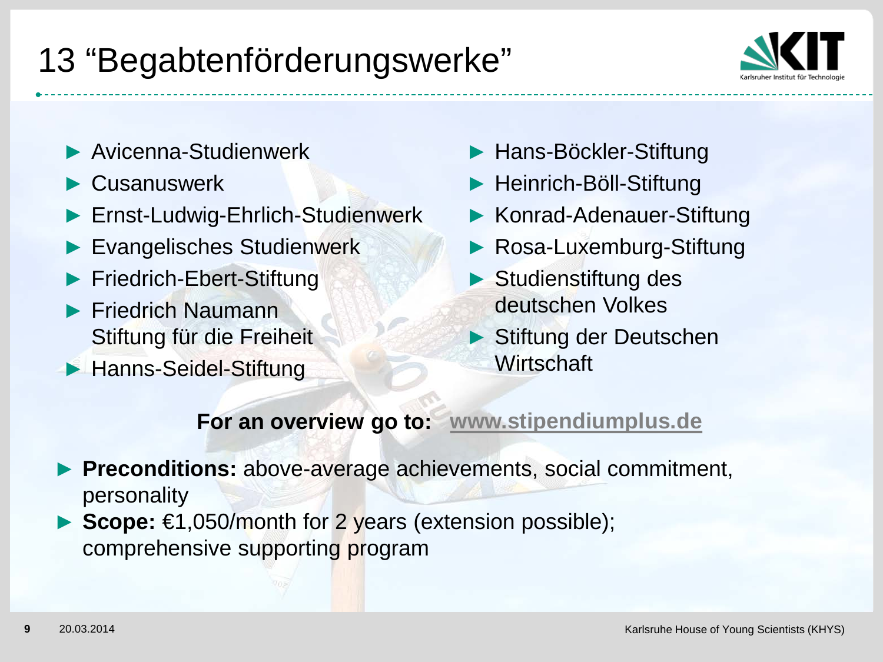# 13 "Begabtenförderungswerke"

- Avicenna-Studienwerk
- Cusanuswerk
- Ernst-Ludwig-Ehrlich-Studienwerk
- Evangelisches Studienwerk
- Friedrich-Ebert-Stiftung
- Friedrich Naumann Stiftung für die Freiheit
- Hanns-Seidel-Stiftung
- Hans-Böckler-Stiftung
- Heinrich-Böll-Stiftung
- Konrad-Adenauer-Stiftung
- Rosa-Luxemburg-Stiftung
- Studienstiftung des deutschen Volkes
- Stiftung der Deutschen Wirtschaft

**For an overview go to:** **www.stipendiumplus.de**

- **Preconditions:** above-average achievements, social commitment, personality
- **Scope:** €1,050/month for 2 years (extension possible); comprehensive supporting program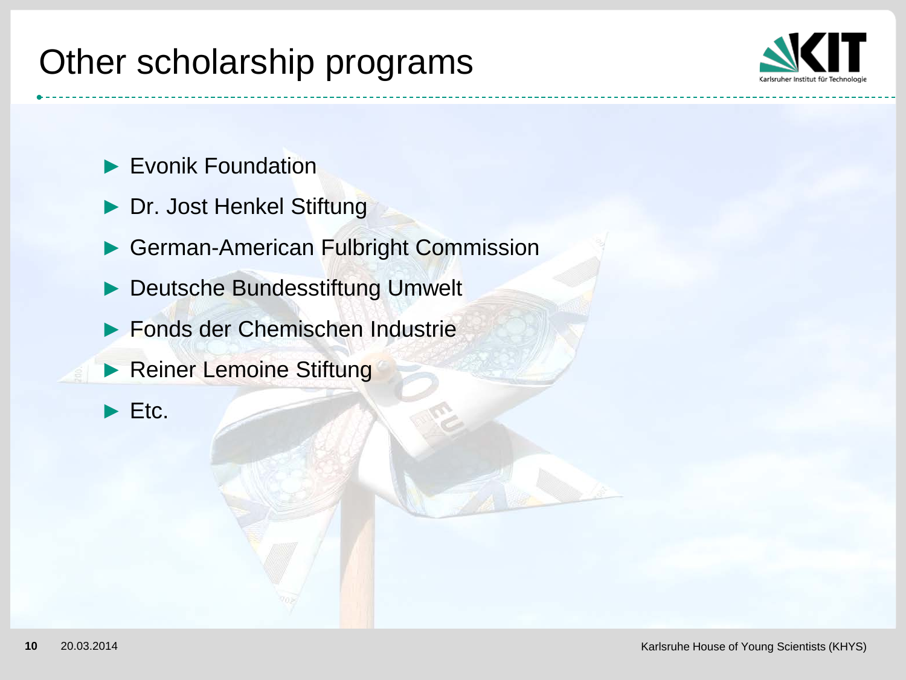# Other scholarship programs

- Evonik Foundation
- Dr. Jost Henkel Stiftung
- German-American Fulbright Commission
- Deutsche Bundesstiftung Umwelt
- Fonds der Chemischen Industrie
- Reiner Lemoine Stiftung
- Etc.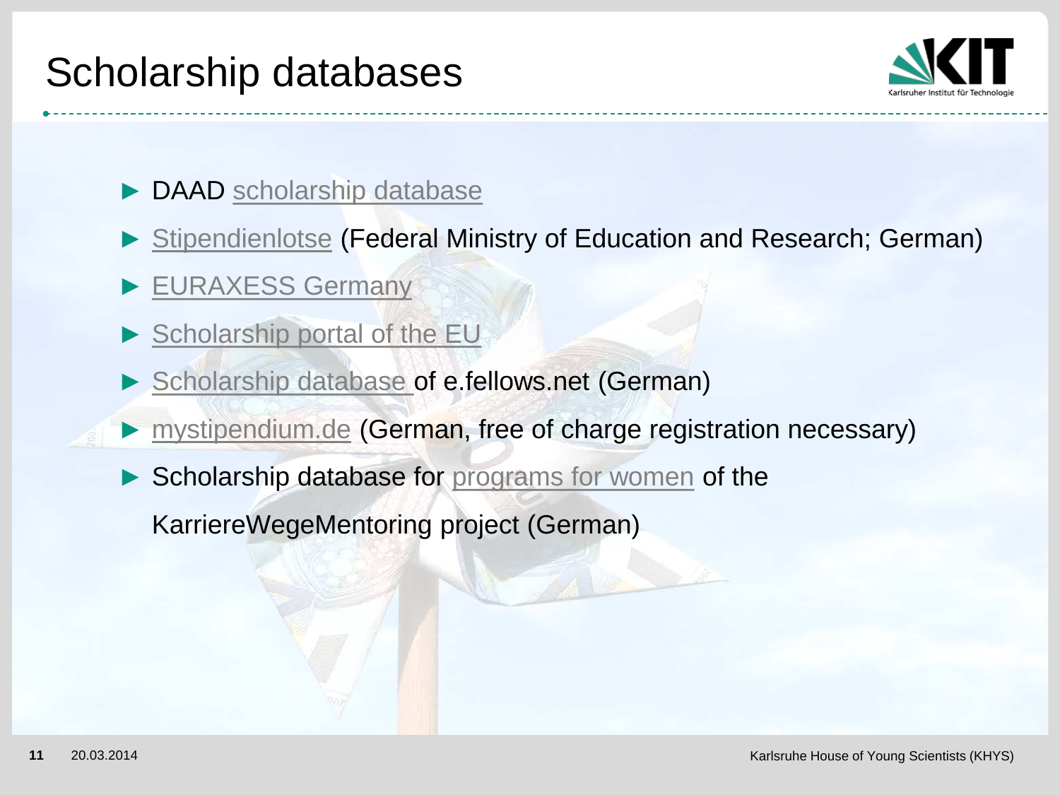# Scholarship databases

- DAAD scholarship database
- Stipendienlotse (Federal Ministry of Education and Research; German)
- EURAXESS Germany
- Scholarship portal of the EU
- Scholarship database of e.fellows.net (German)
- mystipendium.de (German, free of charge registration necessary)
- Scholarship database for programs for women of the KarriereWegeMentoring project (German)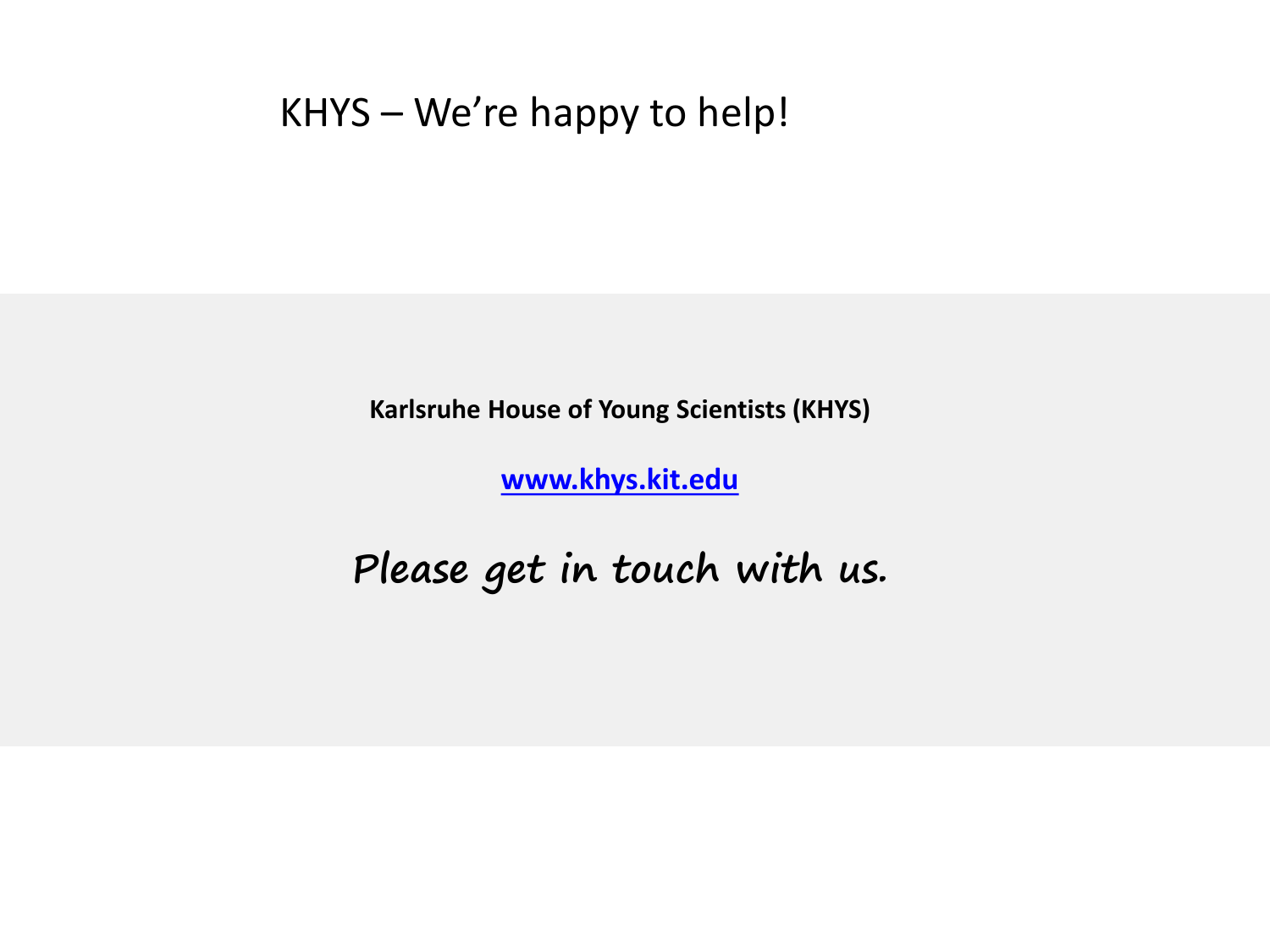# KHYS – We're happy to help!

**Karlsruhe House of Young Scientists (KHYS)**

**www.khys.kit.edu**

**Please get in touch with us.**